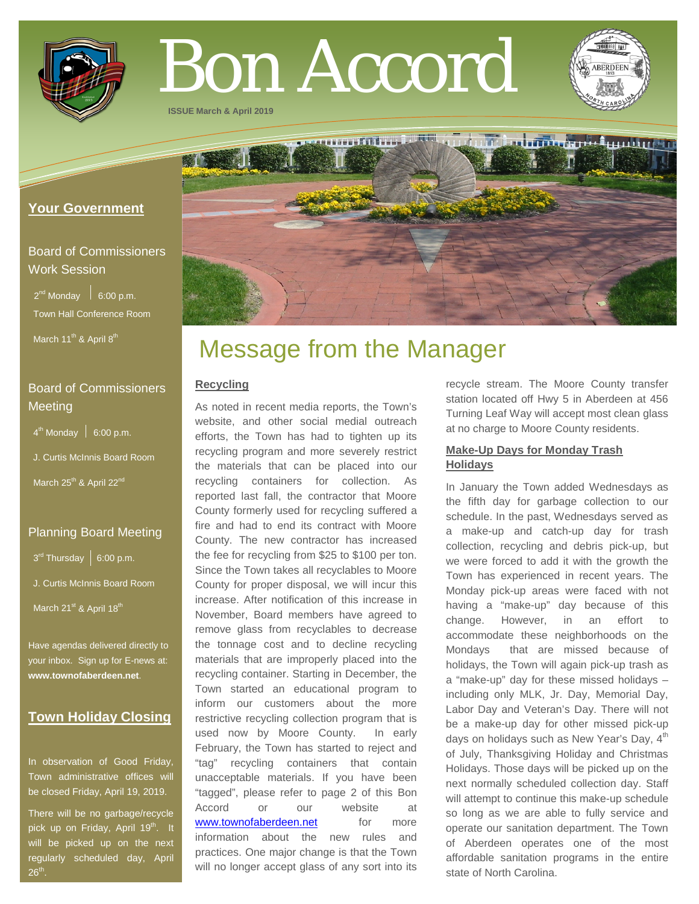# Bon Accord

**ISSUE March & April 2019**

## Your Government

### Board of Commissioners Work Session

2nd Monday | 6:00 p.m.

Town Hall Conference Room

March 11th & April 8th

### Board of Commissioners Meeting

4th Monday | 6:00 p.m.

J. Curtis McInnis Board Room

March 25th & April 22nd

### Planning Board Meeting

3rd Thursday | 6:00 p.m.

J. Curtis McInnis Board Room

March 21st & April 18th

Have agendas delivered directly to your inbox. Sign up for E-news at: **www.townofaberdeen.net**.

## Town Holiday Closing

In observation of Good Friday, Town administrative offices will be closed Friday, April 19, 2019.

There will be no garbage/recycle pick up on Friday, April 19th. It will be picked up on the next regularly scheduled day, April 26th.

# Message from the Manager

### Recycling

As noted in recent media reports, the Town's website, and other social medial outreach efforts, the Town has had to tighten up its recycling program and more severely restrict the materials that can be placed into our recycling containers for collection. As reported last fall, the contractor that Moore County formerly used for recycling suffered a fire and had to end its contract with Moore County. The new contractor has increased the fee for recycling from $25 to $100 per ton. Since the Town takes all recyclables to Moore County for proper disposal, we will incur this increase. After notification of this increase in November, Board members have agreed to remove glass from recyclables to decrease the tonnage cost and to decline recycling materials that are improperly placed into the recycling container. Starting in December, the Town started an educational program to inform our customers about the more restrictive recycling collection program that is used now by Moore County. In early February, the Town has started to reject and "tag" recycling containers that contain unacceptable materials. If you have been "tagged", please refer to page 2 of this Bon Accord or our website at www.townofaberdeen.net for more information about the new rules and practices. One major change is that the Town will no longer accept glass of any sort into its recycle stream. The Moore County transfer station located off Hwy 5 in Aberdeen at 456 Turning Leaf Way will accept most clean glass at no charge to Moore County residents.

### Make-Up Days for Monday Trash Holidays

In January the Town added Wednesdays as the fifth day for garbage collection to our schedule. In the past, Wednesdays served as a make-up and catch-up day for trash collection, recycling and debris pick-up, but we were forced to add it with the growth the Town has experienced in recent years. The Monday pick-up areas were faced with not having a "make-up" day because of this change. However, in an effort to accommodate these neighborhoods on the Mondays that are missed because of holidays, the Town will again pick-up trash as a "make-up" day for these missed holidays – including only MLK, Jr. Day, Memorial Day, Labor Day and Veteran's Day. There will not be a make-up day for other missed pick-up days on holidays such as New Year's Day, 4th of July, Thanksgiving Holiday and Christmas Holidays. Those days will be picked up on the next normally scheduled collection day. Staff will attempt to continue this make-up schedule so long as we are able to fully service and operate our sanitation department. The Town of Aberdeen operates one of the most affordable sanitation programs in the entire state of North Carolina.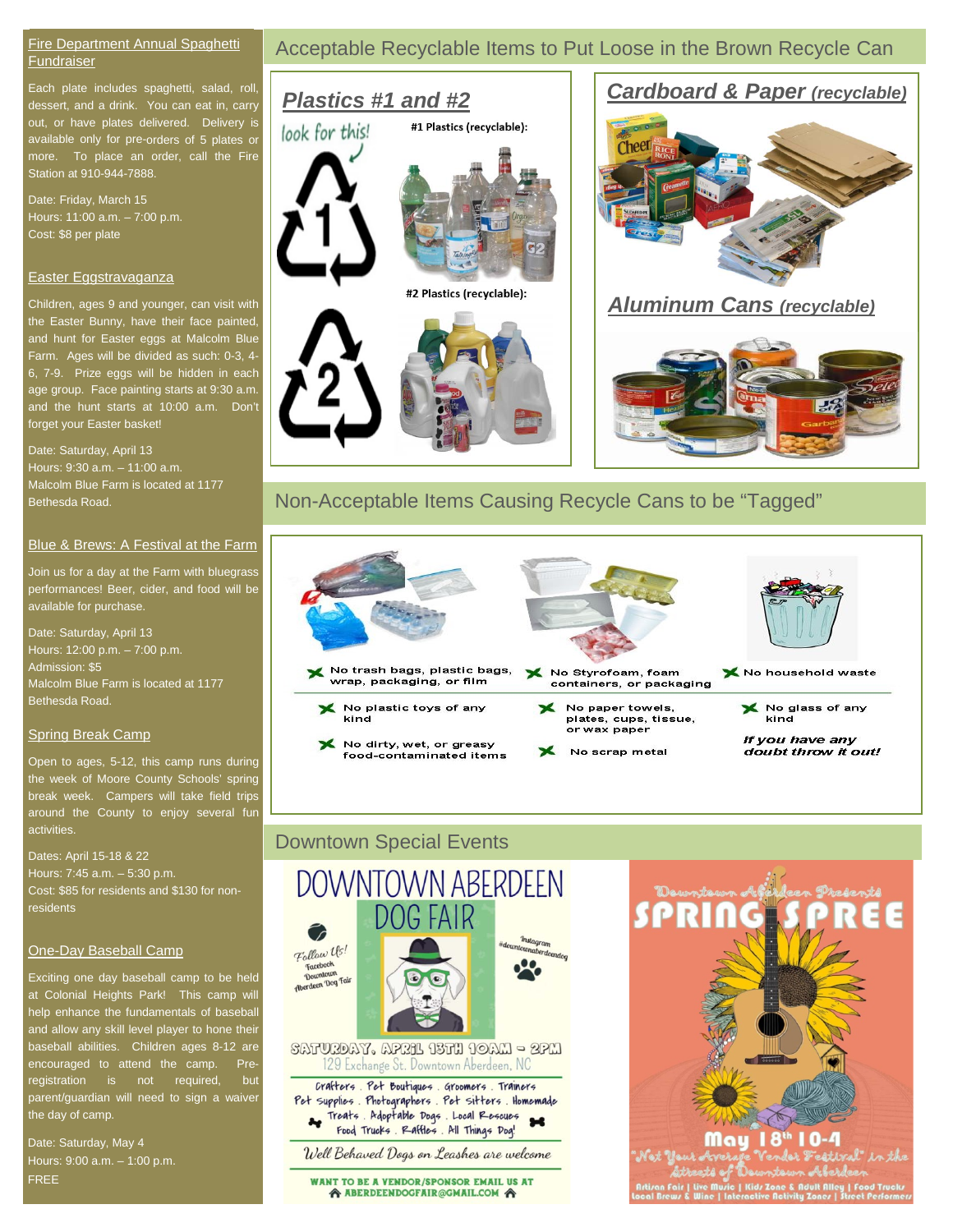## Fire Department Annual Spaghetti Fundraiser

Each plate includes spaghetti, salad, roll, dessert, and a drink. You can eat in, carry out, or have plates delivered. Delivery is available only for pre-orders of 5 plates or more. To place an order, call the Fire Station at 910-944-7888.

Date: Friday, March 15
Hours: 11:00 a.m. – 7:00 p.m.
Cost: $8 per plate

## Easter Eggstravaganza

Children, ages 9 and younger, can visit with the Easter Bunny, have their face painted, and hunt for Easter eggs at Malcolm Blue Farm. Ages will be divided as such: 0-3, 4-6, 7-9. Prize eggs will be hidden in each age group. Face painting starts at 9:30 a.m. and the hunt starts at 10:00 a.m. Don't forget your Easter basket!

Date: Saturday, April 13
Hours: 9:30 a.m. – 11:00 a.m.
Malcolm Blue Farm is located at 1177 Bethesda Road.

## Blue & Brews: A Festival at the Farm

Join us for a day at the Farm with bluegrass performances! Beer, cider, and food will be available for purchase.

Date: Saturday, April 13
Hours: 12:00 p.m. – 7:00 p.m.
Admission: $5
Malcolm Blue Farm is located at 1177 Bethesda Road.

## Spring Break Camp

Open to ages, 5-12, this camp runs during the week of Moore County Schools' spring break week. Campers will take field trips around the County to enjoy several fun activities.

Dates: April 15-18 & 22
Hours: 7:45 a.m. – 5:30 p.m.
Cost: $85 for residents and $130 for non-residents

## One-Day Baseball Camp

Exciting one day baseball camp to be held at Colonial Heights Park! This camp will help enhance the fundamentals of baseball and allow any skill level player to hone their baseball abilities. Children ages 8-12 are encouraged to attend the camp. Pre-registration is not required, but parent/guardian will need to sign a waiver the day of camp.

Date: Saturday, May 4
Hours: 9:00 a.m. – 1:00 p.m.
FREE

## Acceptable Recyclable Items to Put Loose in the Brown Recycle Can

### Plastics #1 and #2

look for this!

#1 Plastics (recyclable):

#2 Plastics (recyclable):

### Cardboard & Paper (recyclable)

### Aluminum Cans (recyclable)

## Non-Acceptable Items Causing Recycle Cans to be "Tagged"

- No trash bags, plastic bags, wrap, packaging, or film
- No Styrofoam, foam containers, or packaging
- No household waste
- No plastic toys of any kind
- No paper towels, plates, cups, tissue, or wax paper
- No glass of any kind
- No dirty, wet, or greasy food-contaminated items
- No scrap metal

*If you have any doubt throw it out!*

## Downtown Special Events

### DOWNTOWN ABERDEEN DOG FAIR

Follow Us! Facebook Downtown Aberdeen Dog Fair

Instagram #downtownaberdeendog

SATURDAY, APRIL 13TH 10AM - 2PM
129 Exchange St. Downtown Aberdeen, NC

Crafters . Pet Boutiques . Groomers . Trainers
Pet Supplies . Photographers . Pet Sitters . Homemade Treats . Adoptable Dogs . Local Rescues
Food Trucks . Raffles . All Things Dog!

*Well Behaved Dogs on Leashes are welcome*

WANT TO BE A VENDOR/SPONSOR EMAIL US AT ABERDEENDOGFAIR@GMAIL.COM

### Downtown Aberdeen Presents SPRING SPREE

May 18th 10-4

"Not Your Average Vendor Festival" in the Streets of Downtown Aberdeen

Artisan Fair | Live Music | Kids Zone & Adult Alley | Food Trucks | Local Brews & Wine | Interactive Activity Zones | Street Performers